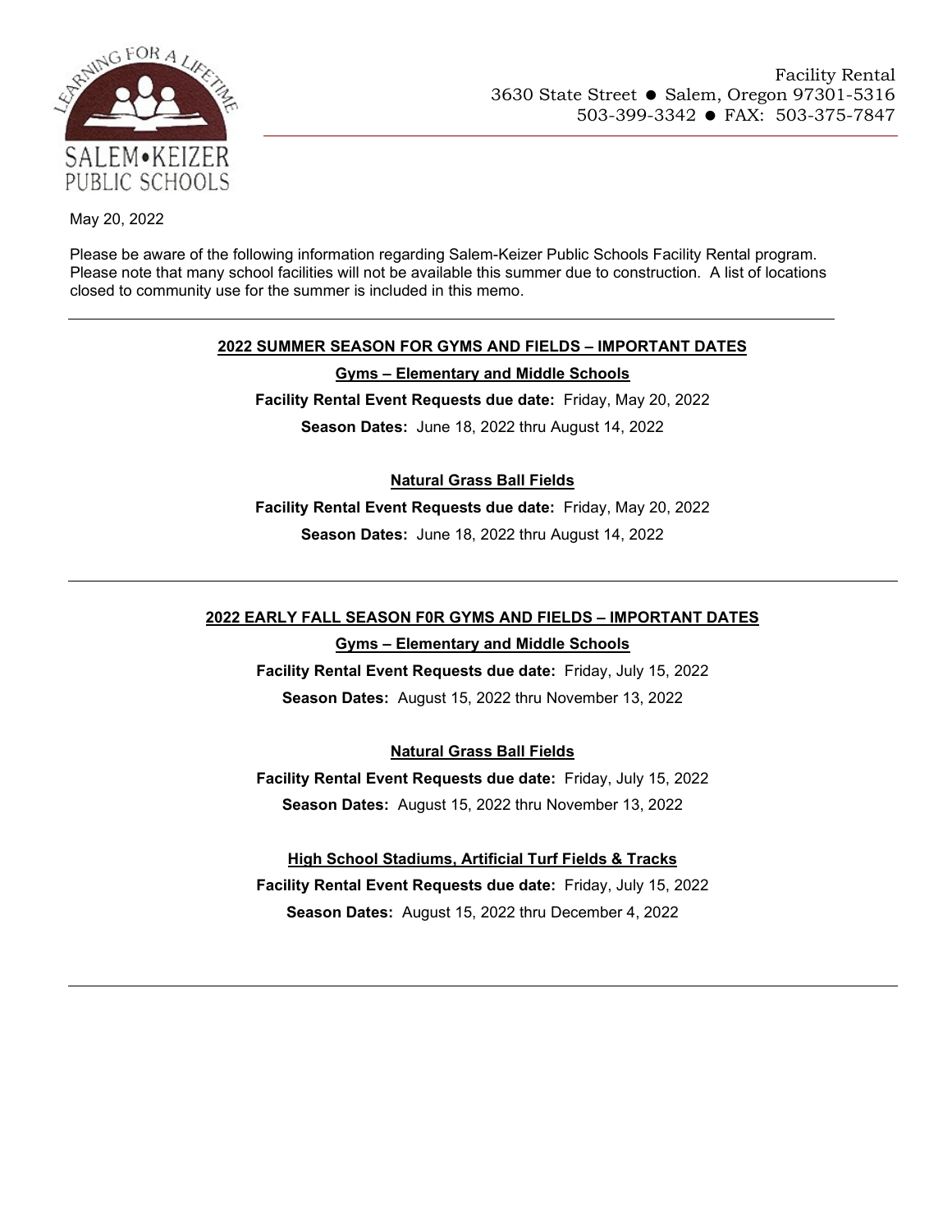Facility Rental
3630 State Street ● Salem, Oregon 97301-5316
503-399-3342 ● FAX: 503-375-7847

SALEM•KEIZER PUBLIC SCHOOLS

May 20, 2022

Please be aware of the following information regarding Salem-Keizer Public Schools Facility Rental program. Please note that many school facilities will not be available this summer due to construction. A list of locations closed to community use for the summer is included in this memo.

---

## 2022 SUMMER SEASON FOR GYMS AND FIELDS – IMPORTANT DATES

### Gyms – Elementary and Middle Schools

**Facility Rental Event Requests due date:** Friday, May 20, 2022

**Season Dates:** June 18, 2022 thru August 14, 2022

### Natural Grass Ball Fields

**Facility Rental Event Requests due date:** Friday, May 20, 2022

**Season Dates:** June 18, 2022 thru August 14, 2022

---

## 2022 EARLY FALL SEASON F0R GYMS AND FIELDS – IMPORTANT DATES

### Gyms – Elementary and Middle Schools

**Facility Rental Event Requests due date:** Friday, July 15, 2022

**Season Dates:** August 15, 2022 thru November 13, 2022

### Natural Grass Ball Fields

**Facility Rental Event Requests due date:** Friday, July 15, 2022

**Season Dates:** August 15, 2022 thru November 13, 2022

### High School Stadiums, Artificial Turf Fields & Tracks

**Facility Rental Event Requests due date:** Friday, July 15, 2022

**Season Dates:** August 15, 2022 thru December 4, 2022

---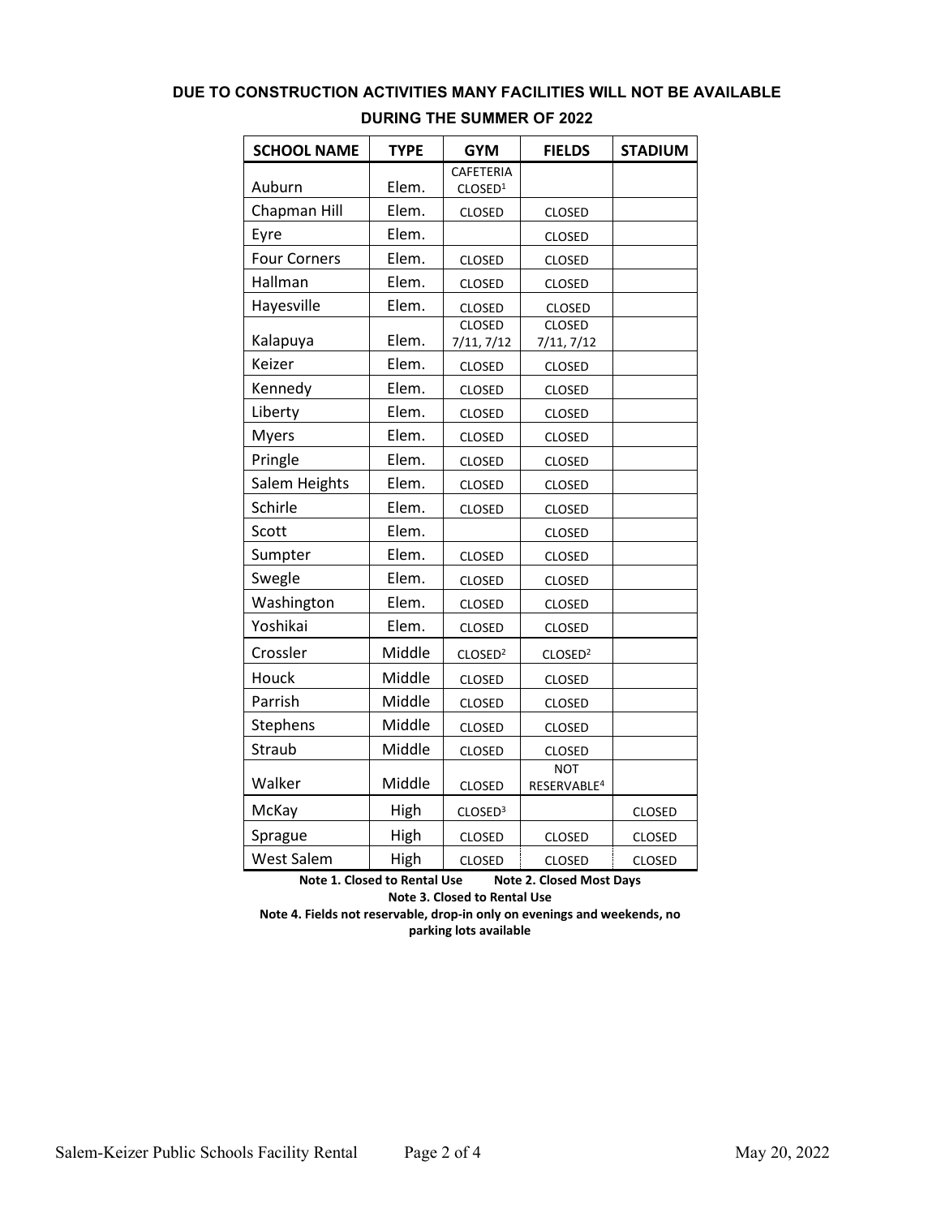**DUE TO CONSTRUCTION ACTIVITIES MANY FACILITIES WILL NOT BE AVAILABLE DURING THE SUMMER OF 2022**

| SCHOOL NAME | TYPE | GYM | FIELDS | STADIUM |
|---|---|---|---|---|
| Auburn | Elem. | CAFETERIA CLOSED[1] | | |
| Chapman Hill | Elem. | CLOSED | CLOSED | |
| Eyre | Elem. | | CLOSED | |
| Four Corners | Elem. | CLOSED | CLOSED | |
| Hallman | Elem. | CLOSED | CLOSED | |
| Hayesville | Elem. | CLOSED | CLOSED | |
| Kalapuya | Elem. | CLOSED 7/11, 7/12 | CLOSED 7/11, 7/12 | |
| Keizer | Elem. | CLOSED | CLOSED | |
| Kennedy | Elem. | CLOSED | CLOSED | |
| Liberty | Elem. | CLOSED | CLOSED | |
| Myers | Elem. | CLOSED | CLOSED | |
| Pringle | Elem. | CLOSED | CLOSED | |
| Salem Heights | Elem. | CLOSED | CLOSED | |
| Schirle | Elem. | CLOSED | CLOSED | |
| Scott | Elem. | | CLOSED | |
| Sumpter | Elem. | CLOSED | CLOSED | |
| Swegle | Elem. | CLOSED | CLOSED | |
| Washington | Elem. | CLOSED | CLOSED | |
| Yoshikai | Elem. | CLOSED | CLOSED | |
| Crossler | Middle | CLOSED[2] | CLOSED[2] | |
| Houck | Middle | CLOSED | CLOSED | |
| Parrish | Middle | CLOSED | CLOSED | |
| Stephens | Middle | CLOSED | CLOSED | |
| Straub | Middle | CLOSED | CLOSED | |
| Walker | Middle | CLOSED | NOT RESERVABLE[4] | |
| McKay | High | CLOSED[3] | | CLOSED |
| Sprague | High | CLOSED | CLOSED | CLOSED |
| West Salem | High | CLOSED | CLOSED | CLOSED |

**Note 1. Closed to Rental Use** **Note 2. Closed Most Days**

**Note 3. Closed to Rental Use**

**Note 4. Fields not reservable, drop-in only on evenings and weekends, no parking lots available**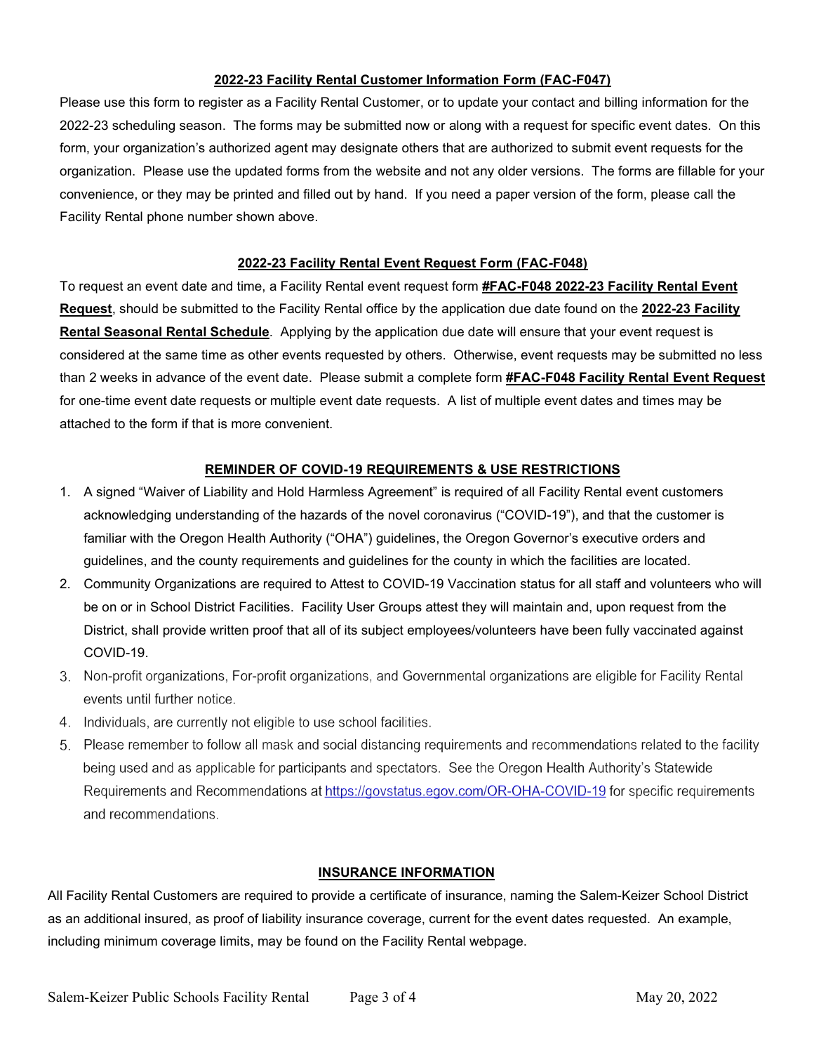## 2022-23 Facility Rental Customer Information Form (FAC-F047)

Please use this form to register as a Facility Rental Customer, or to update your contact and billing information for the 2022-23 scheduling season. The forms may be submitted now or along with a request for specific event dates. On this form, your organization's authorized agent may designate others that are authorized to submit event requests for the organization. Please use the updated forms from the website and not any older versions. The forms are fillable for your convenience, or they may be printed and filled out by hand. If you need a paper version of the form, please call the Facility Rental phone number shown above.

## 2022-23 Facility Rental Event Request Form (FAC-F048)

To request an event date and time, a Facility Rental event request form **#FAC-F048 2022-23 Facility Rental Event Request**, should be submitted to the Facility Rental office by the application due date found on the **2022-23 Facility Rental Seasonal Rental Schedule**. Applying by the application due date will ensure that your event request is considered at the same time as other events requested by others. Otherwise, event requests may be submitted no less than 2 weeks in advance of the event date. Please submit a complete form **#FAC-F048 Facility Rental Event Request** for one-time event date requests or multiple event date requests. A list of multiple event dates and times may be attached to the form if that is more convenient.

## REMINDER OF COVID-19 REQUIREMENTS & USE RESTRICTIONS

1. A signed "Waiver of Liability and Hold Harmless Agreement" is required of all Facility Rental event customers acknowledging understanding of the hazards of the novel coronavirus ("COVID-19"), and that the customer is familiar with the Oregon Health Authority ("OHA") guidelines, the Oregon Governor's executive orders and guidelines, and the county requirements and guidelines for the county in which the facilities are located.
2. Community Organizations are required to Attest to COVID-19 Vaccination status for all staff and volunteers who will be on or in School District Facilities. Facility User Groups attest they will maintain and, upon request from the District, shall provide written proof that all of its subject employees/volunteers have been fully vaccinated against COVID-19.
3. Non-profit organizations, For-profit organizations, and Governmental organizations are eligible for Facility Rental events until further notice.
4. Individuals, are currently not eligible to use school facilities.
5. Please remember to follow all mask and social distancing requirements and recommendations related to the facility being used and as applicable for participants and spectators. See the Oregon Health Authority's Statewide Requirements and Recommendations at https://govstatus.egov.com/OR-OHA-COVID-19 for specific requirements and recommendations.

## INSURANCE INFORMATION

All Facility Rental Customers are required to provide a certificate of insurance, naming the Salem-Keizer School District as an additional insured, as proof of liability insurance coverage, current for the event dates requested. An example, including minimum coverage limits, may be found on the Facility Rental webpage.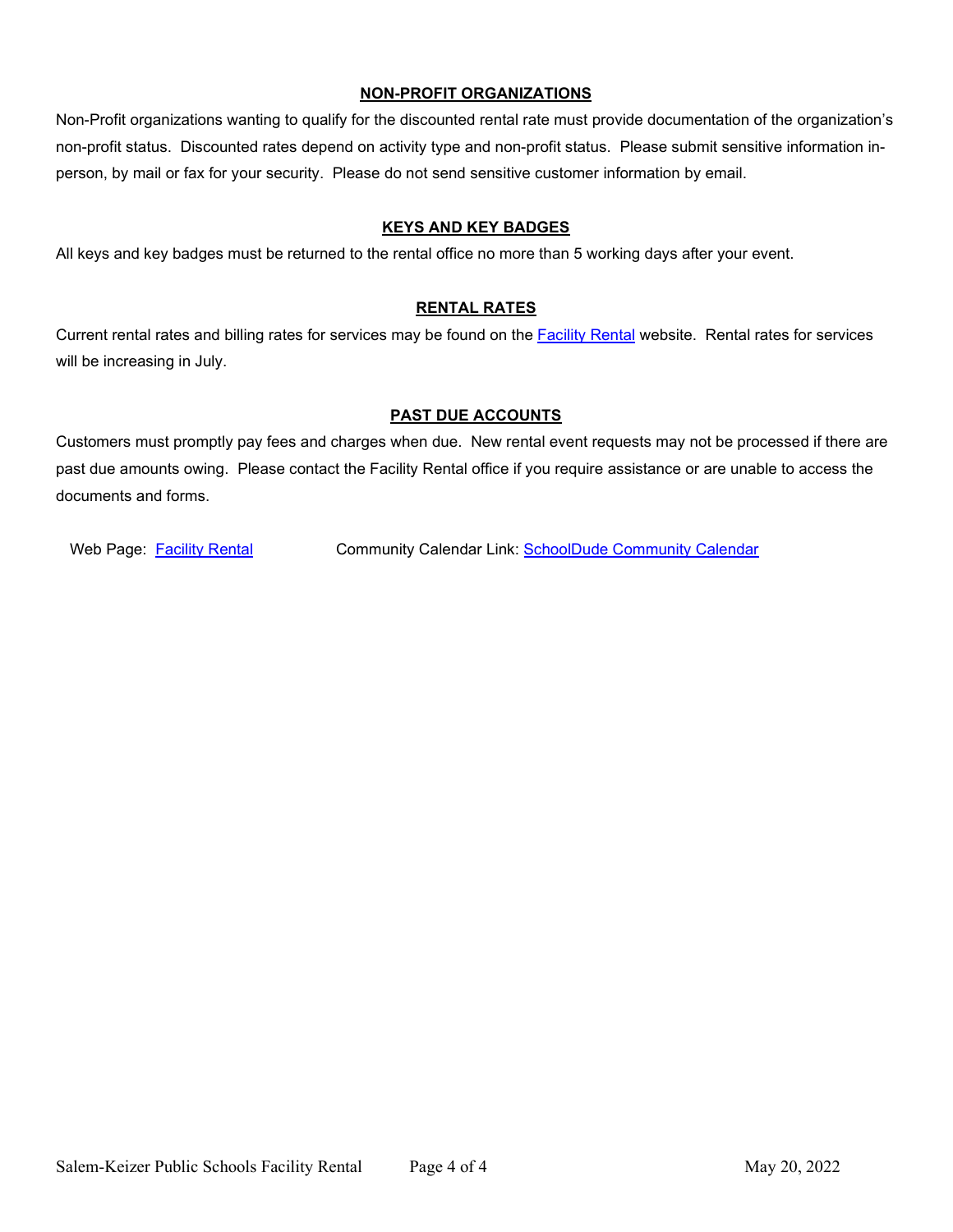## NON-PROFIT ORGANIZATIONS

Non-Profit organizations wanting to qualify for the discounted rental rate must provide documentation of the organization's non-profit status. Discounted rates depend on activity type and non-profit status. Please submit sensitive information in-person, by mail or fax for your security. Please do not send sensitive customer information by email.

## KEYS AND KEY BADGES

All keys and key badges must be returned to the rental office no more than 5 working days after your event.

## RENTAL RATES

Current rental rates and billing rates for services may be found on the Facility Rental website. Rental rates for services will be increasing in July.

## PAST DUE ACCOUNTS

Customers must promptly pay fees and charges when due. New rental event requests may not be processed if there are past due amounts owing. Please contact the Facility Rental office if you require assistance or are unable to access the documents and forms.

Web Page: Facility Rental Community Calendar Link: SchoolDude Community Calendar